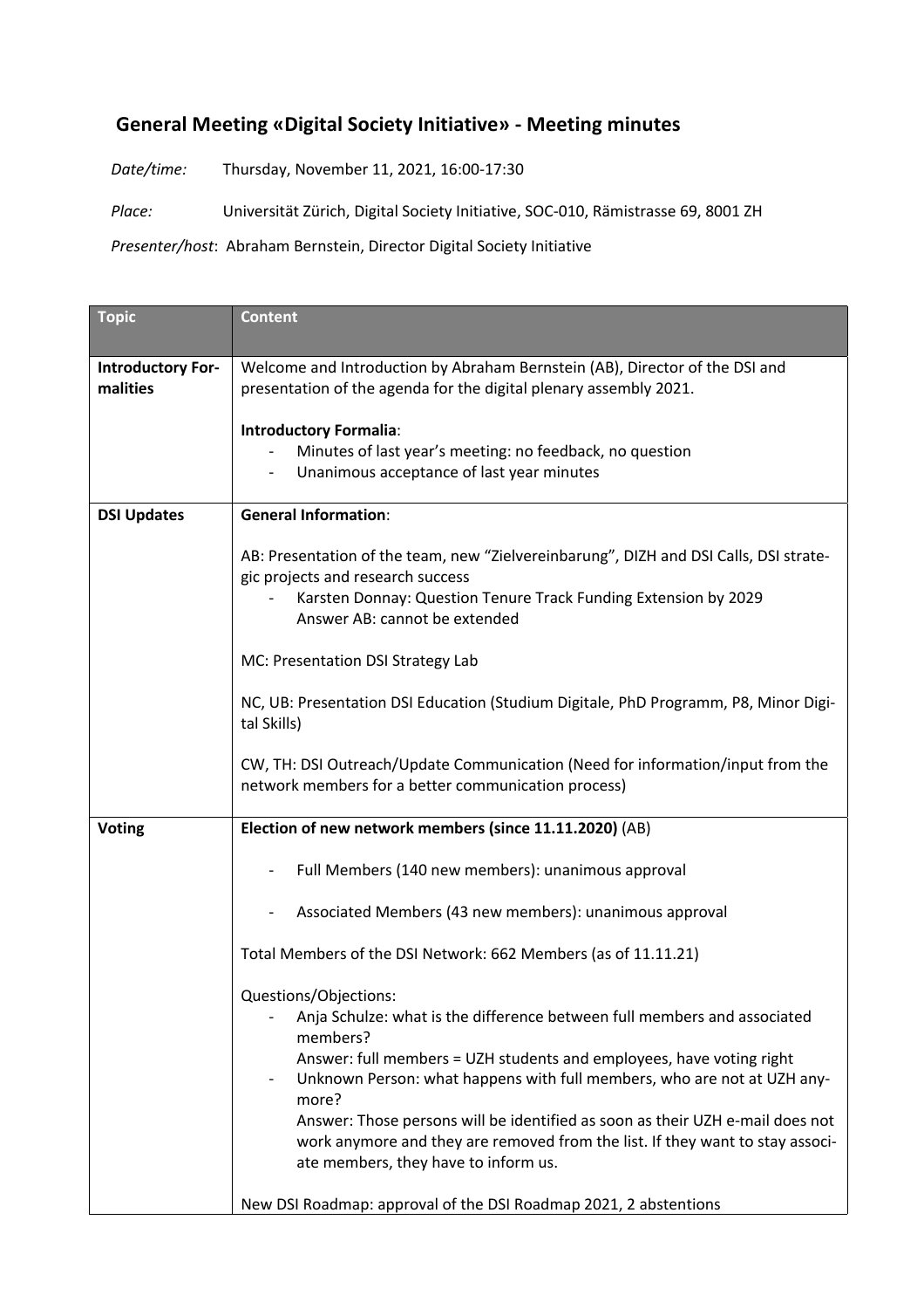# General Meeting «Digital Society Initiative» - Meeting minutes

*Date/time:* Thursday, November 11, 2021, 16:00-17:30

*Place:* Universität Zürich, Digital Society Initiative, SOC-010, Rämistrasse 69, 8001 ZH

*Presenter/host*: Abraham Bernstein, Director Digital Society Initiative

| Topic | Content |
|---|---|
| **Introductory Formalities** | Welcome and Introduction by Abraham Bernstein (AB), Director of the DSI and presentation of the agenda for the digital plenary assembly 2021.<br><br>**Introductory Formalia**:<br>- Minutes of last year's meeting: no feedback, no question<br>- Unanimous acceptance of last year minutes |
| **DSI Updates** | **General Information**:<br><br>AB: Presentation of the team, new "Zielvereinbarung", DIZH and DSI Calls, DSI strategic projects and research success<br>- Karsten Donnay: Question Tenure Track Funding Extension by 2029<br>Answer AB: cannot be extended<br><br>MC: Presentation DSI Strategy Lab<br><br>NC, UB: Presentation DSI Education (Studium Digitale, PhD Programm, P8, Minor Digital Skills)<br><br>CW, TH: DSI Outreach/Update Communication (Need for information/input from the network members for a better communication process) |
| **Voting** | **Election of new network members (since 11.11.2020)** (AB)<br><br>- Full Members (140 new members): unanimous approval<br><br>- Associated Members (43 new members): unanimous approval<br><br>Total Members of the DSI Network: 662 Members (as of 11.11.21)<br><br>Questions/Objections:<br>- Anja Schulze: what is the difference between full members and associated members?<br>Answer: full members = UZH students and employees, have voting right<br>- Unknown Person: what happens with full members, who are not at UZH anymore?<br>Answer: Those persons will be identified as soon as their UZH e-mail does not work anymore and they are removed from the list. If they want to stay associate members, they have to inform us.<br><br>New DSI Roadmap: approval of the DSI Roadmap 2021, 2 abstentions |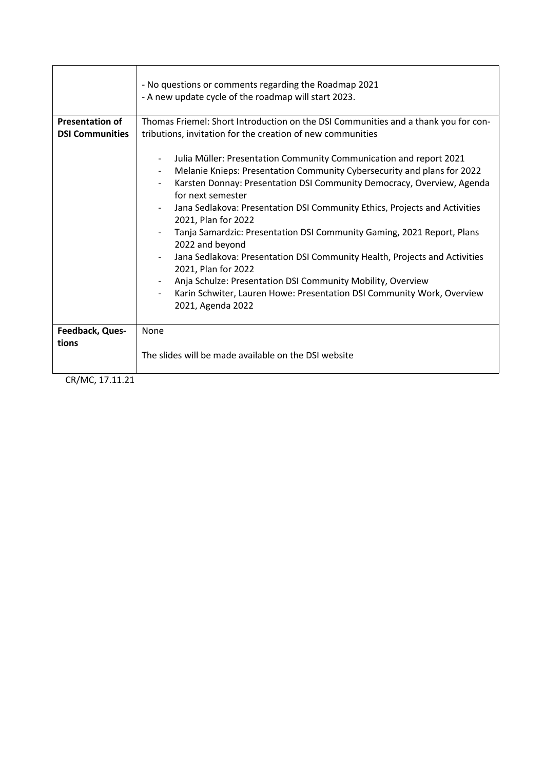| | |
|---|---|
| | - No questions or comments regarding the Roadmap 2021<br>- A new update cycle of the roadmap will start 2023. |
| **Presentation of DSI Communities** | Thomas Friemel: Short Introduction on the DSI Communities and a thank you for contributions, invitation for the creation of new communities<br><br>- Julia Müller: Presentation Community Communication and report 2021<br>- Melanie Knieps: Presentation Community Cybersecurity and plans for 2022<br>- Karsten Donnay: Presentation DSI Community Democracy, Overview, Agenda for next semester<br>- Jana Sedlakova: Presentation DSI Community Ethics, Projects and Activities 2021, Plan for 2022<br>- Tanja Samardzic: Presentation DSI Community Gaming, 2021 Report, Plans 2022 and beyond<br>- Jana Sedlakova: Presentation DSI Community Health, Projects and Activities 2021, Plan for 2022<br>- Anja Schulze: Presentation DSI Community Mobility, Overview<br>- Karin Schwiter, Lauren Howe: Presentation DSI Community Work, Overview 2021, Agenda 2022 |
| **Feedback, Questions** | None<br><br>The slides will be made available on the DSI website |

CR/MC, 17.11.21